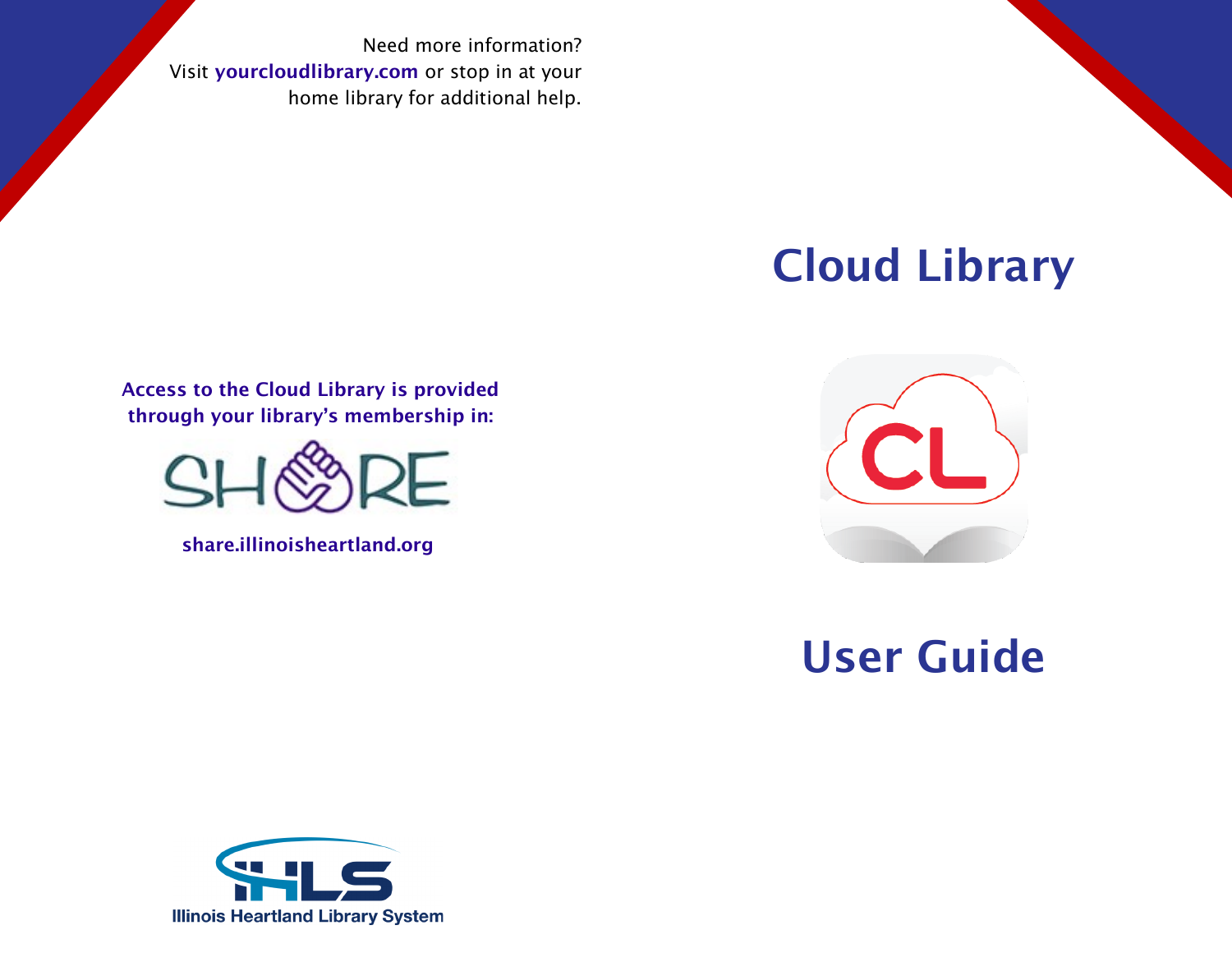Need more information?
Visit **yourcloudlibrary.com** or stop in at your home library for additional help.

**Access to the Cloud Library is provided through your library's membership in:**

SHARE

**share.illinoisheartland.org**

Illinois Heartland Library System

# Cloud Library

# User Guide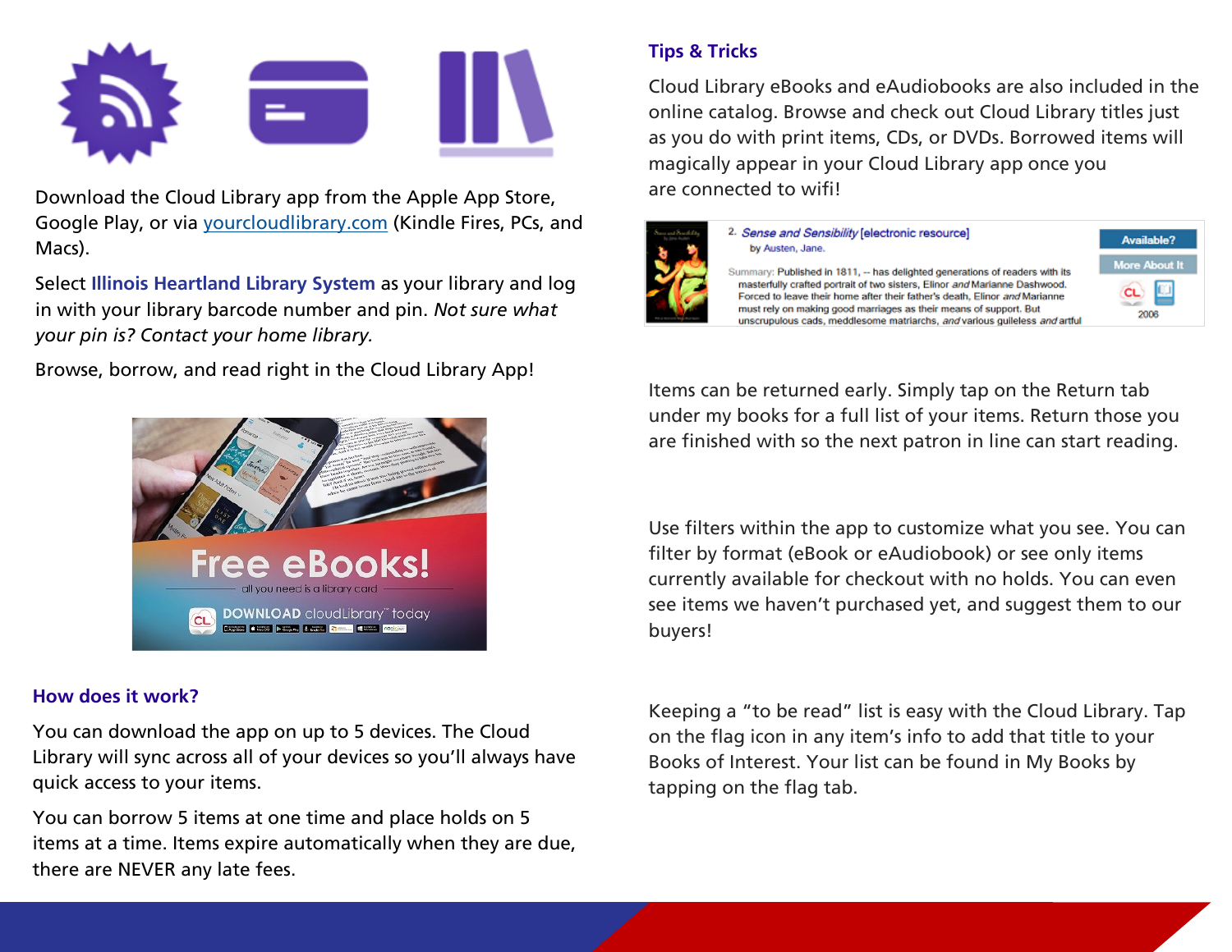Download the Cloud Library app from the Apple App Store, Google Play, or via [yourcloudlibrary.com](yourcloudlibrary.com) (Kindle Fires, PCs, and Macs).

Select **Illinois Heartland Library System** as your library and log in with your library barcode number and pin. *Not sure what your pin is? Contact your home library.*

Browse, borrow, and read right in the Cloud Library App!

## How does it work?

You can download the app on up to 5 devices. The Cloud Library will sync across all of your devices so you'll always have quick access to your items.

You can borrow 5 items at one time and place holds on 5 items at a time. Items expire automatically when they are due, there are NEVER any late fees.

## Tips & Tricks

Cloud Library eBooks and eAudiobooks are also included in the online catalog. Browse and check out Cloud Library titles just as you do with print items, CDs, or DVDs. Borrowed items will magically appear in your Cloud Library app once you are connected to wifi!

Items can be returned early. Simply tap on the Return tab under my books for a full list of your items. Return those you are finished with so the next patron in line can start reading.

Use filters within the app to customize what you see. You can filter by format (eBook or eAudiobook) or see only items currently available for checkout with no holds. You can even see items we haven't purchased yet, and suggest them to our buyers!

Keeping a "to be read" list is easy with the Cloud Library. Tap on the flag icon in any item's info to add that title to your Books of Interest. Your list can be found in My Books by tapping on the flag tab.